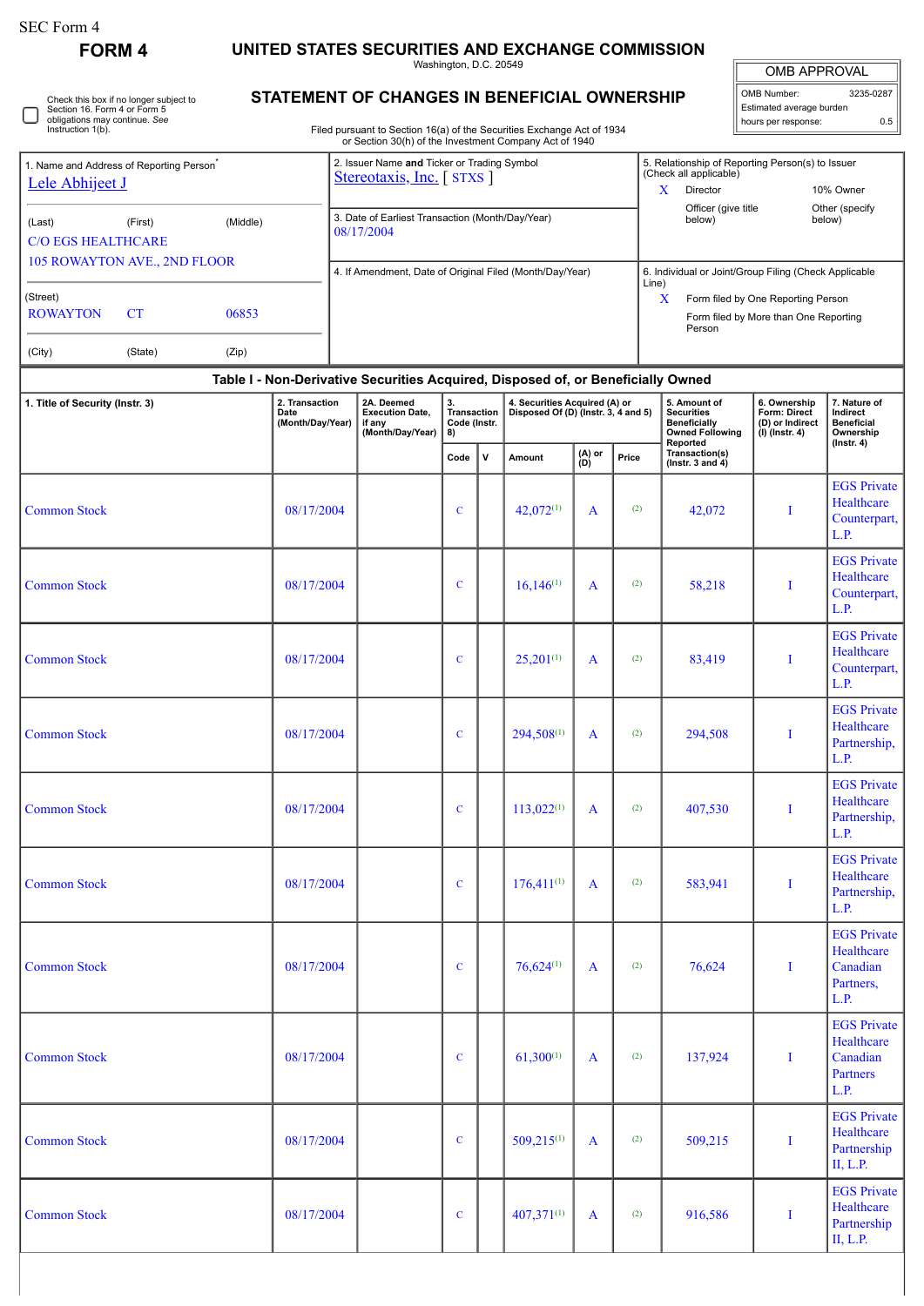SEC Form 4

# FORM 4

## UNITED STATES SECURITIES AND EXCHANGE COMMISSION

Washington, D.C. 20549

## STATEMENT OF CHANGES IN BENEFICIAL OWNERSHIP

Filed pursuant to Section 16(a) of the Securities Exchange Act of 1934 or Section 30(h) of the Investment Company Act of 1940

☐ Check this box if no longer subject to Section 16. Form 4 or Form 5 obligations may continue. *See* Instruction 1(b).

| OMB APPROVAL | |
|---|---|
| OMB Number: | 3235-0287 |
| Estimated average burden | |
| hours per response: | 0.5 |

1. Name and Address of Reporting Person*
Lele Abhijeet J

(Last) (First) (Middle)
C/O EGS HEALTHCARE
105 ROWAYTON AVE., 2ND FLOOR

(Street)
ROWAYTON CT 06853

(City) (State) (Zip)

2. Issuer Name **and** Ticker or Trading Symbol
Stereotaxis, Inc. [ STXS ]

3. Date of Earliest Transaction (Month/Day/Year)
08/17/2004

4. If Amendment, Date of Original Filed (Month/Day/Year)

5. Relationship of Reporting Person(s) to Issuer (Check all applicable)
X Director
10% Owner
Officer (give title below)
Other (specify below)

6. Individual or Joint/Group Filing (Check Applicable Line)
X Form filed by One Reporting Person
Form filed by More than One Reporting Person

### Table I - Non-Derivative Securities Acquired, Disposed of, or Beneficially Owned

| 1. Title of Security (Instr. 3) | 2. Transaction Date (Month/Day/Year) | 2A. Deemed Execution Date, if any (Month/Day/Year) | 3. Transaction Code (Instr. 8) | | 4. Securities Acquired (A) or Disposed Of (D) (Instr. 3, 4 and 5) | | | 5. Amount of Securities Beneficially Owned Following Reported Transaction(s) (Instr. 3 and 4) | 6. Ownership Form: Direct (D) or Indirect (I) (Instr. 4) | 7. Nature of Indirect Beneficial Ownership (Instr. 4) |
|---|---|---|---|---|---|---|---|---|---|---|
| | | | Code | V | Amount | (A) or (D) | Price | | | |
| Common Stock | 08/17/2004 | | C | | 42,072[(1)] | A | [(2)] | 42,072 | I | EGS Private Healthcare Counterpart, L.P. |
| Common Stock | 08/17/2004 | | C | | 16,146[(1)] | A | [(2)] | 58,218 | I | EGS Private Healthcare Counterpart, L.P. |
| Common Stock | 08/17/2004 | | C | | 25,201[(1)] | A | [(2)] | 83,419 | I | EGS Private Healthcare Counterpart, L.P. |
| Common Stock | 08/17/2004 | | C | | 294,508[(1)] | A | [(2)] | 294,508 | I | EGS Private Healthcare Partnership, L.P. |
| Common Stock | 08/17/2004 | | C | | 113,022[(1)] | A | [(2)] | 407,530 | I | EGS Private Healthcare Partnership, L.P. |
| Common Stock | 08/17/2004 | | C | | 176,411[(1)] | A | [(2)] | 583,941 | I | EGS Private Healthcare Partnership, L.P. |
| Common Stock | 08/17/2004 | | C | | 76,624[(1)] | A | [(2)] | 76,624 | I | EGS Private Healthcare Canadian Partners, L.P. |
| Common Stock | 08/17/2004 | | C | | 61,300[(1)] | A | [(2)] | 137,924 | I | EGS Private Healthcare Canadian Partners L.P. |
| Common Stock | 08/17/2004 | | C | | 509,215[(1)] | A | [(2)] | 509,215 | I | EGS Private Healthcare Partnership II, L.P. |
| Common Stock | 08/17/2004 | | C | | 407,371[(1)] | A | [(2)] | 916,586 | I | EGS Private Healthcare Partnership II, L.P. |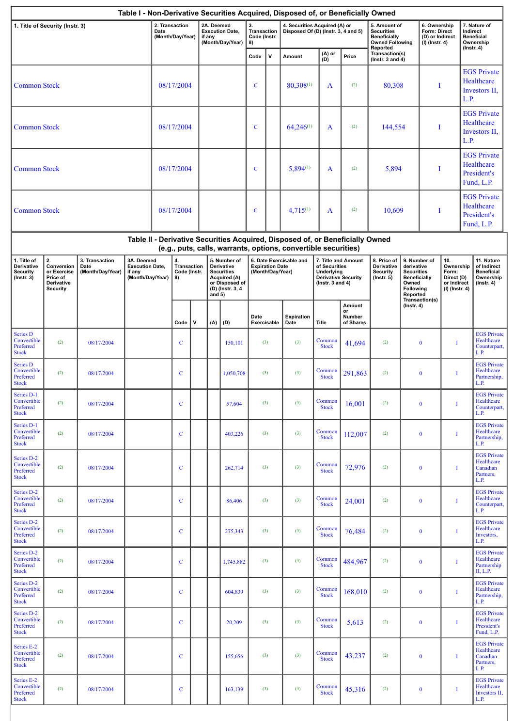## Table I - Non-Derivative Securities Acquired, Disposed of, or Beneficially Owned

| 1. Title of Security (Instr. 3) | 2. Transaction Date (Month/Day/Year) | 2A. Deemed Execution Date, if any (Month/Day/Year) | 3. Transaction Code (Instr. 8) | | 4. Securities Acquired (A) or Disposed Of (D) (Instr. 3, 4 and 5) | | | 5. Amount of Securities Beneficially Owned Following Reported Transaction(s) (Instr. 3 and 4) | 6. Ownership Form: Direct (D) or Indirect (I) (Instr. 4) | 7. Nature of Indirect Beneficial Ownership (Instr. 4) |
|---|---|---|---|---|---|---|---|---|---|---|
| | | | Code | V | Amount | (A) or (D) | Price | | | |
| Common Stock | 08/17/2004 | | C | | 80,308[(1)] | A | [(2)] | 80,308 | I | EGS Private Healthcare Investors II, L.P. |
| Common Stock | 08/17/2004 | | C | | 64,246[(1)] | A | [(2)] | 144,554 | I | EGS Private Healthcare Investors II, L.P. |
| Common Stock | 08/17/2004 | | C | | 5,894[(1)] | A | [(2)] | 5,894 | I | EGS Private Healthcare President's Fund, L.P. |
| Common Stock | 08/17/2004 | | C | | 4,715[(1)] | A | [(2)] | 10,609 | I | EGS Private Healthcare President's Fund, L.P. |

## Table II - Derivative Securities Acquired, Disposed of, or Beneficially Owned (e.g., puts, calls, warrants, options, convertible securities)

| 1. Title of Derivative Security (Instr. 3) | 2. Conversion or Exercise Price of Derivative Security | 3. Transaction Date (Month/Day/Year) | 3A. Deemed Execution Date, if any (Month/Day/Year) | 4. Transaction Code (Instr. 8) | | 5. Number of Derivative Securities Acquired (A) or Disposed of (D) (Instr. 3, 4 and 5) | | 6. Date Exercisable and Expiration Date (Month/Day/Year) | | 7. Title and Amount of Securities Underlying Derivative Security (Instr. 3 and 4) | | 8. Price of Derivative Security (Instr. 5) | 9. Number of derivative Securities Beneficially Owned Following Reported Transaction(s) (Instr. 4) | 10. Ownership Form: Direct (D) or Indirect (I) (Instr. 4) | 11. Nature of Indirect Beneficial Ownership (Instr. 4) |
|---|---|---|---|---|---|---|---|---|---|---|---|---|---|---|---|
| | | | | Code | V | (A) | (D) | Date Exercisable | Expiration Date | Title | Amount or Number of Shares | | | | |
| Series D Convertible Preferred Stock | [(2)] | 08/17/2004 | | C | | | 150,101 | [(3)] | [(3)] | Common Stock | 41,694 | [(2)] | 0 | I | EGS Private Healthcare Counterpart, L.P. |
| Series D Convertible Preferred Stock | [(2)] | 08/17/2004 | | C | | | 1,050,708 | [(3)] | [(3)] | Common Stock | 291,863 | [(2)] | 0 | I | EGS Private Healthcare Partnership, L.P. |
| Series D-1 Convertible Preferred Stock | [(2)] | 08/17/2004 | | C | | | 57,604 | [(3)] | [(3)] | Common Stock | 16,001 | [(2)] | 0 | I | EGS Private Healthcare Counterpart, L.P. |
| Series D-1 Convertible Preferred Stock | [(2)] | 08/17/2004 | | C | | | 403,226 | [(3)] | [(3)] | Common Stock | 112,007 | [(2)] | 0 | I | EGS Private Healthcare Partnership, L.P. |
| Series D-2 Convertible Preferred Stock | [(2)] | 08/17/2004 | | C | | | 262,714 | [(3)] | [(3)] | Common Stock | 72,976 | [(2)] | 0 | I | EGS Private Healthcare Canadian Partners, L.P. |
| Series D-2 Convertible Preferred Stock | [(2)] | 08/17/2004 | | C | | | 86,406 | [(3)] | [(3)] | Common Stock | 24,001 | [(2)] | 0 | I | EGS Private Healthcare Counterpart, L.P. |
| Series D-2 Convertible Preferred Stock | [(2)] | 08/17/2004 | | C | | | 275,343 | [(3)] | [(3)] | Common Stock | 76,484 | [(2)] | 0 | I | EGS Private Healthcare Investors, L.P. |
| Series D-2 Convertible Preferred Stock | [(2)] | 08/17/2004 | | C | | | 1,745,882 | [(3)] | [(3)] | Common Stock | 484,967 | [(2)] | 0 | I | EGS Private Healthcare Partnership II, L.P. |
| Series D-2 Convertible Preferred Stock | [(2)] | 08/17/2004 | | C | | | 604,839 | [(3)] | [(3)] | Common Stock | 168,010 | [(2)] | 0 | I | EGS Private Healthcare Partnership, L.P. |
| Series D-2 Convertible Preferred Stock | [(2)] | 08/17/2004 | | C | | | 20,209 | [(3)] | [(3)] | Common Stock | 5,613 | [(2)] | 0 | I | EGS Private Healthcare President's Fund, L.P. |
| Series E-2 Convertible Preferred Stock | [(2)] | 08/17/2004 | | C | | | 155,656 | [(3)] | [(3)] | Common Stock | 43,237 | [(2)] | 0 | I | EGS Private Healthcare Canadian Partners, L.P. |
| Series E-2 Convertible Preferred Stock | [(2)] | 08/17/2004 | | C | | | 163,139 | [(3)] | [(3)] | Common Stock | 45,316 | [(2)] | 0 | I | EGS Private Healthcare Investors II, L.P. |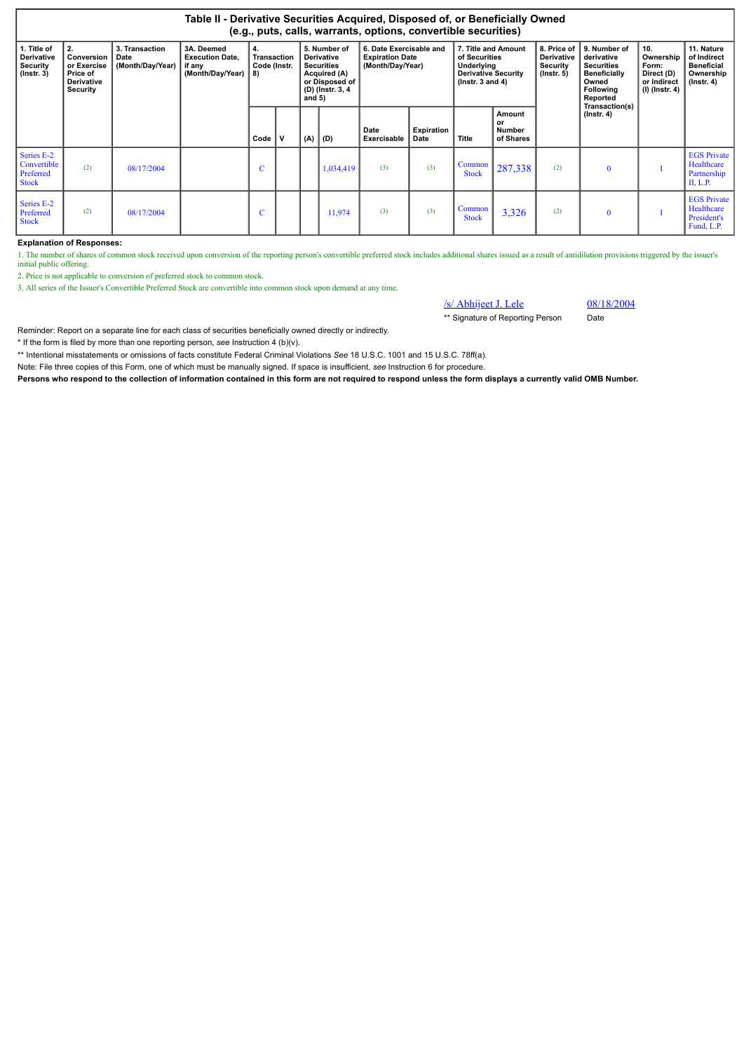## Table II - Derivative Securities Acquired, Disposed of, or Beneficially Owned (e.g., puts, calls, warrants, options, convertible securities)

| 1. Title of Derivative Security (Instr. 3) | 2. Conversion or Exercise Price of Derivative Security | 3. Transaction Date (Month/Day/Year) | 3A. Deemed Execution Date, if any (Month/Day/Year) | 4. Transaction Code (Instr. 8) | | 5. Number of Derivative Securities Acquired (A) or Disposed of (D) (Instr. 3, 4 and 5) | | 6. Date Exercisable and Expiration Date (Month/Day/Year) | | 7. Title and Amount of Securities Underlying Derivative Security (Instr. 3 and 4) | | 8. Price of Derivative Security (Instr. 5) | 9. Number of derivative Securities Beneficially Owned Following Reported Transaction(s) (Instr. 4) | 10. Ownership Form: Direct (D) or Indirect (I) (Instr. 4) | 11. Nature of Indirect Beneficial Ownership (Instr. 4) |
|---|---|---|---|---|---|---|---|---|---|---|---|---|---|---|---|
| | | | | Code | V | (A) | (D) | Date Exercisable | Expiration Date | Title | Amount or Number of Shares | | | | |
| Series E-2 Convertible Preferred Stock | (2) | 08/17/2004 | | C | | | 1,034,419 | (3) | (3) | Common Stock | 287,338 | (2) | 0 | I | EGS Private Healthcare Partnership II, L.P. |
| Series E-2 Preferred Stock | (2) | 08/17/2004 | | C | | | 11,974 | (3) | (3) | Common Stock | 3,326 | (2) | 0 | I | EGS Private Healthcare President's Fund, L.P. |

**Explanation of Responses:**

1. The number of shares of common stock received upon conversion of the reporting person's convertible preferred stock includes additional shares issued as a result of antidilution provisions triggered by the issuer's initial public offering.

2. Price is not applicable to conversion of preferred stock to common stock.

3. All series of the Issuer's Convertible Preferred Stock are convertible into common stock upon demand at any time.

/s/ Abhijeet J. Lele — 08/18/2004

** Signature of Reporting Person — Date

Reminder: Report on a separate line for each class of securities beneficially owned directly or indirectly.

* If the form is filed by more than one reporting person, *see* Instruction 4 (b)(v).

** Intentional misstatements or omissions of facts constitute Federal Criminal Violations *See* 18 U.S.C. 1001 and 15 U.S.C. 78ff(a).

Note: File three copies of this Form, one of which must be manually signed. If space is insufficient, *see* Instruction 6 for procedure.

**Persons who respond to the collection of information contained in this form are not required to respond unless the form displays a currently valid OMB Number.**